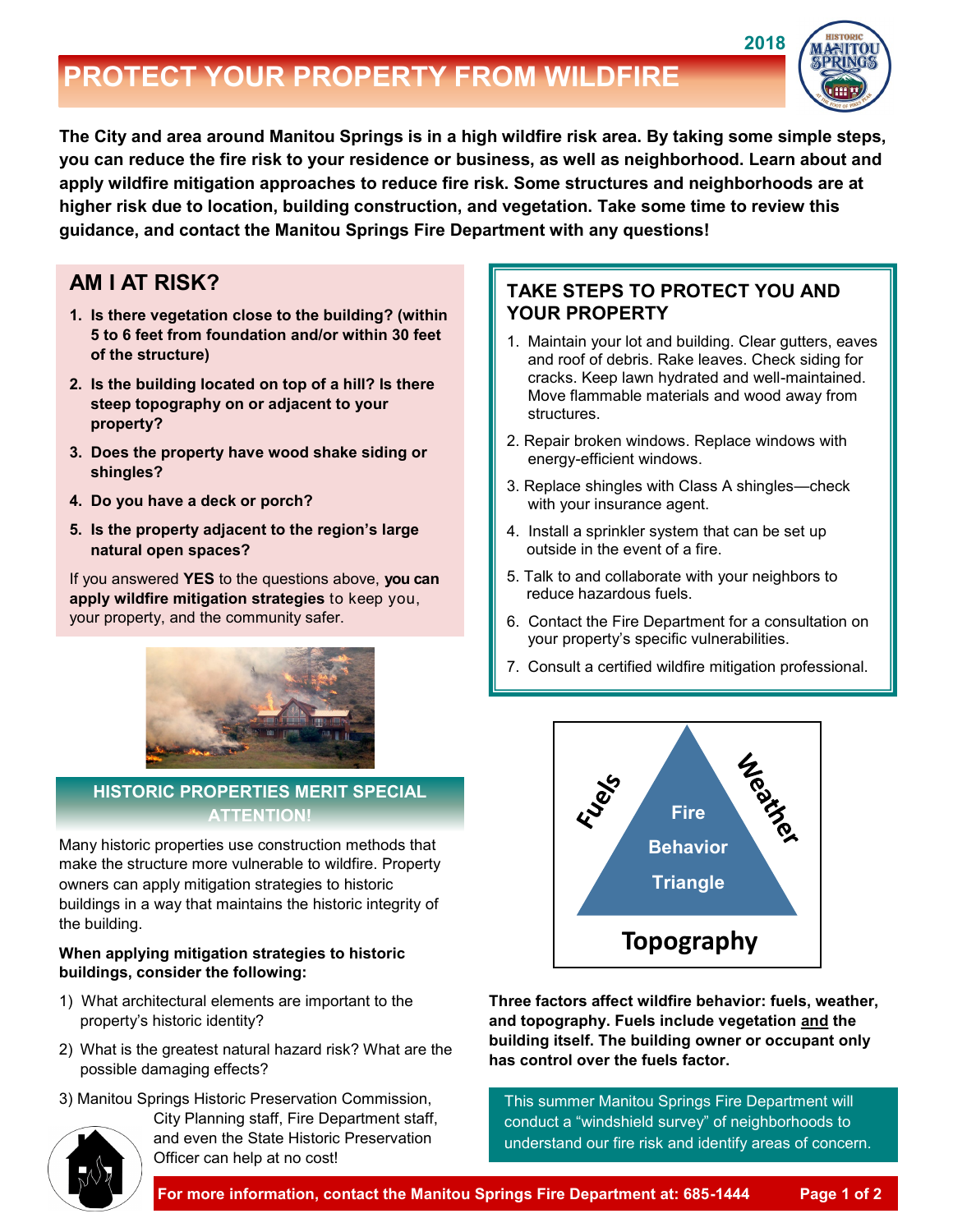2018

# PROTECT YOUR PROPERTY FROM WILDFIRE

**The City and area around Manitou Springs is in a high wildfire risk area. By taking some simple steps, you can reduce the fire risk to your residence or business, as well as neighborhood. Learn about and apply wildfire mitigation approaches to reduce fire risk. Some structures and neighborhoods are at higher risk due to location, building construction, and vegetation. Take some time to review this guidance, and contact the Manitou Springs Fire Department with any questions!**

## AM I AT RISK?

1. **Is there vegetation close to the building? (within 5 to 6 feet from foundation and/or within 30 feet of the structure)**
2. **Is the building located on top of a hill? Is there steep topography on or adjacent to your property?**
3. **Does the property have wood shake siding or shingles?**
4. **Do you have a deck or porch?**
5. **Is the property adjacent to the region's large natural open spaces?**

If you answered **YES** to the questions above, **you can apply wildfire mitigation strategies** to keep you, your property, and the community safer.

## HISTORIC PROPERTIES MERIT SPECIAL ATTENTION!

Many historic properties use construction methods that make the structure more vulnerable to wildfire. Property owners can apply mitigation strategies to historic buildings in a way that maintains the historic integrity of the building.

**When applying mitigation strategies to historic buildings, consider the following:**

1) What architectural elements are important to the property's historic identity?
2) What is the greatest natural hazard risk? What are the possible damaging effects?
3) Manitou Springs Historic Preservation Commission, City Planning staff, Fire Department staff, and even the State Historic Preservation Officer can help at no cost!

## TAKE STEPS TO PROTECT YOU AND YOUR PROPERTY

1. Maintain your lot and building. Clear gutters, eaves and roof of debris. Rake leaves. Check siding for cracks. Keep lawn hydrated and well-maintained. Move flammable materials and wood away from structures.
2. Repair broken windows. Replace windows with energy-efficient windows.
3. Replace shingles with Class A shingles—check with your insurance agent.
4. Install a sprinkler system that can be set up outside in the event of a fire.
5. Talk to and collaborate with your neighbors to reduce hazardous fuels.
6. Contact the Fire Department for a consultation on your property's specific vulnerabilities.
7. Consult a certified wildfire mitigation professional.

Fuels — Weather — Topography: Fire Behavior Triangle

**Three factors affect wildfire behavior: fuels, weather, and topography. Fuels include vegetation and the building itself. The building owner or occupant only has control over the fuels factor.**

This summer Manitou Springs Fire Department will conduct a "windshield survey" of neighborhoods to understand our fire risk and identify areas of concern.

**For more information, contact the Manitou Springs Fire Department at: 685-1444**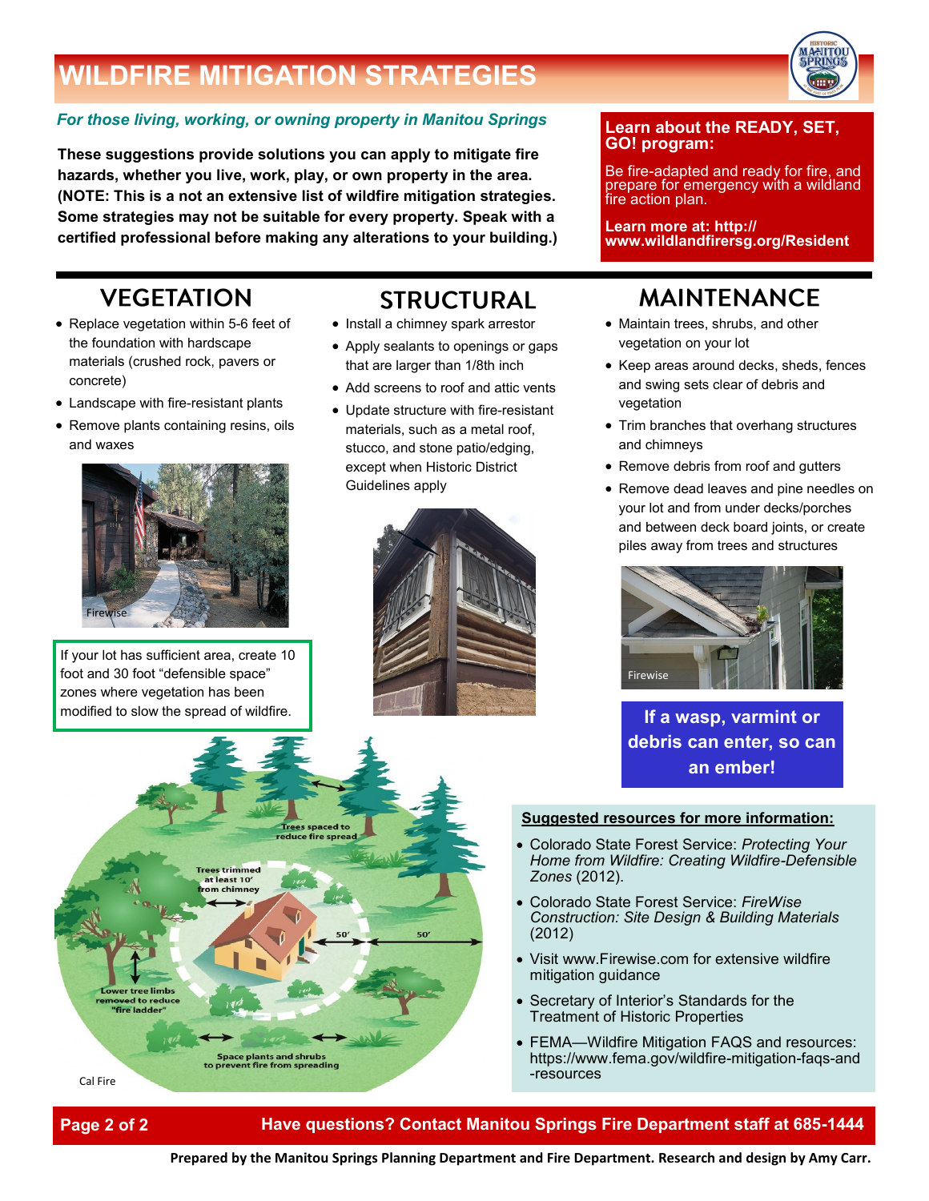# WILDFIRE MITIGATION STRATEGIES

*For those living, working, or owning property in Manitou Springs*

**These suggestions provide solutions you can apply to mitigate fire hazards, whether you live, work, play, or own property in the area. (NOTE: This is a not an extensive list of wildfire mitigation strategies. Some strategies may not be suitable for every property. Speak with a certified professional before making any alterations to your building.)**

**Learn about the READY, SET, GO! program:**

Be fire-adapted and ready for fire, and prepare for emergency with a wildland fire action plan.

**Learn more at: http://www.wildlandfirersg.org/Resident**

## VEGETATION

- Replace vegetation within 5-6 feet of the foundation with hardscape materials (crushed rock, pavers or concrete)
- Landscape with fire-resistant plants
- Remove plants containing resins, oils and waxes

Firewise

If your lot has sufficient area, create 10 foot and 30 foot "defensible space" zones where vegetation has been modified to slow the spread of wildfire.

## STRUCTURAL

- Install a chimney spark arrestor
- Apply sealants to openings or gaps that are larger than 1/8th inch
- Add screens to roof and attic vents
- Update structure with fire-resistant materials, such as a metal roof, stucco, and stone patio/edging, except when Historic District Guidelines apply

## MAINTENANCE

- Maintain trees, shrubs, and other vegetation on your lot
- Keep areas around decks, sheds, fences and swing sets clear of debris and vegetation
- Trim branches that overhang structures and chimneys
- Remove debris from roof and gutters
- Remove dead leaves and pine needles on your lot and from under decks/porches and between deck board joints, or create piles away from trees and structures

Firewise

**If a wasp, varmint or debris can enter, so can an ember!**

Trees spaced to reduce fire spread

Trees trimmed at least 10' from chimney

50'

50'

Lower tree limbs removed to reduce "fire ladder"

Space plants and shrubs to prevent fire from spreading

Cal Fire

**Suggested resources for more information:**

- Colorado State Forest Service: *Protecting Your Home from Wildfire: Creating Wildfire-Defensible Zones* (2012).
- Colorado State Forest Service: *FireWise Construction: Site Design & Building Materials* (2012)
- Visit www.Firewise.com for extensive wildfire mitigation guidance
- Secretary of Interior's Standards for the Treatment of Historic Properties
- FEMA—Wildfire Mitigation FAQS and resources: https://www.fema.gov/wildfire-mitigation-faqs-and-resources

**Have questions? Contact Manitou Springs Fire Department staff at 685-1444**

**Prepared by the Manitou Springs Planning Department and Fire Department. Research and design by Amy Carr.**